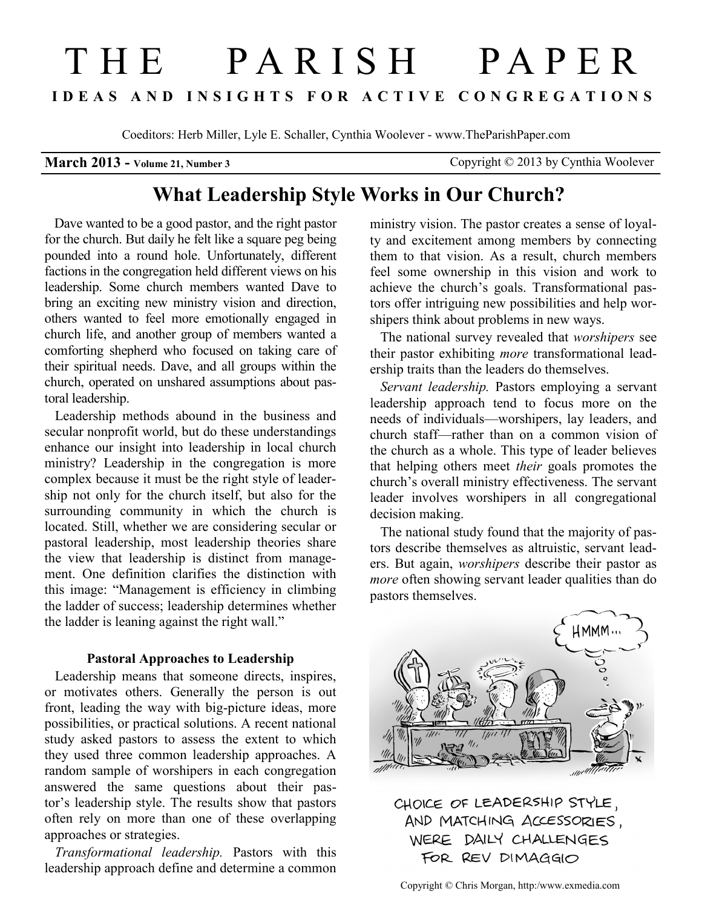# THE PARISH PAPER

**IDEAS AND INSIGHTS FOR ACTIVE CONGREGATIONS**

Coeditors: Herb Miller, Lyle E. Schaller, Cynthia Woolever - www.TheParishPaper.com

**March 2013 - Volume 21, Number 3** Copyright © 2013 by Cynthia Woolever

## What Leadership Style Works in Our Church?

Dave wanted to be a good pastor, and the right pastor for the church. But daily he felt like a square peg being pounded into a round hole. Unfortunately, different factions in the congregation held different views on his leadership. Some church members wanted Dave to bring an exciting new ministry vision and direction, others wanted to feel more emotionally engaged in church life, and another group of members wanted a comforting shepherd who focused on taking care of their spiritual needs. Dave, and all groups within the church, operated on unshared assumptions about pastoral leadership.

Leadership methods abound in the business and secular nonprofit world, but do these understandings enhance our insight into leadership in local church ministry? Leadership in the congregation is more complex because it must be the right style of leadership not only for the church itself, but also for the surrounding community in which the church is located. Still, whether we are considering secular or pastoral leadership, most leadership theories share the view that leadership is distinct from management. One definition clarifies the distinction with this image: "Management is efficiency in climbing the ladder of success; leadership determines whether the ladder is leaning against the right wall."

### Pastoral Approaches to Leadership

Leadership means that someone directs, inspires, or motivates others. Generally the person is out front, leading the way with big-picture ideas, more possibilities, or practical solutions. A recent national study asked pastors to assess the extent to which they used three common leadership approaches. A random sample of worshipers in each congregation answered the same questions about their pastor's leadership style. The results show that pastors often rely on more than one of these overlapping approaches or strategies.

*Transformational leadership.* Pastors with this leadership approach define and determine a common ministry vision. The pastor creates a sense of loyalty and excitement among members by connecting them to that vision. As a result, church members feel some ownership in this vision and work to achieve the church's goals. Transformational pastors offer intriguing new possibilities and help worshipers think about problems in new ways.

The national survey revealed that *worshipers* see their pastor exhibiting *more* transformational leadership traits than the leaders do themselves.

*Servant leadership.* Pastors employing a servant leadership approach tend to focus more on the needs of individuals—worshipers, lay leaders, and church staff—rather than on a common vision of the church as a whole. This type of leader believes that helping others meet *their* goals promotes the church's overall ministry effectiveness. The servant leader involves worshipers in all congregational decision making.

The national study found that the majority of pastors describe themselves as altruistic, servant leaders. But again, *worshipers* describe their pastor as *more* often showing servant leader qualities than do pastors themselves.

CHOICE OF LEADERSHIP STYLE, AND MATCHING ACCESSORIES, WERE DAILY CHALLENGES FOR REV DIMAGGIO

Copyright © Chris Morgan, http:/www.exmedia.com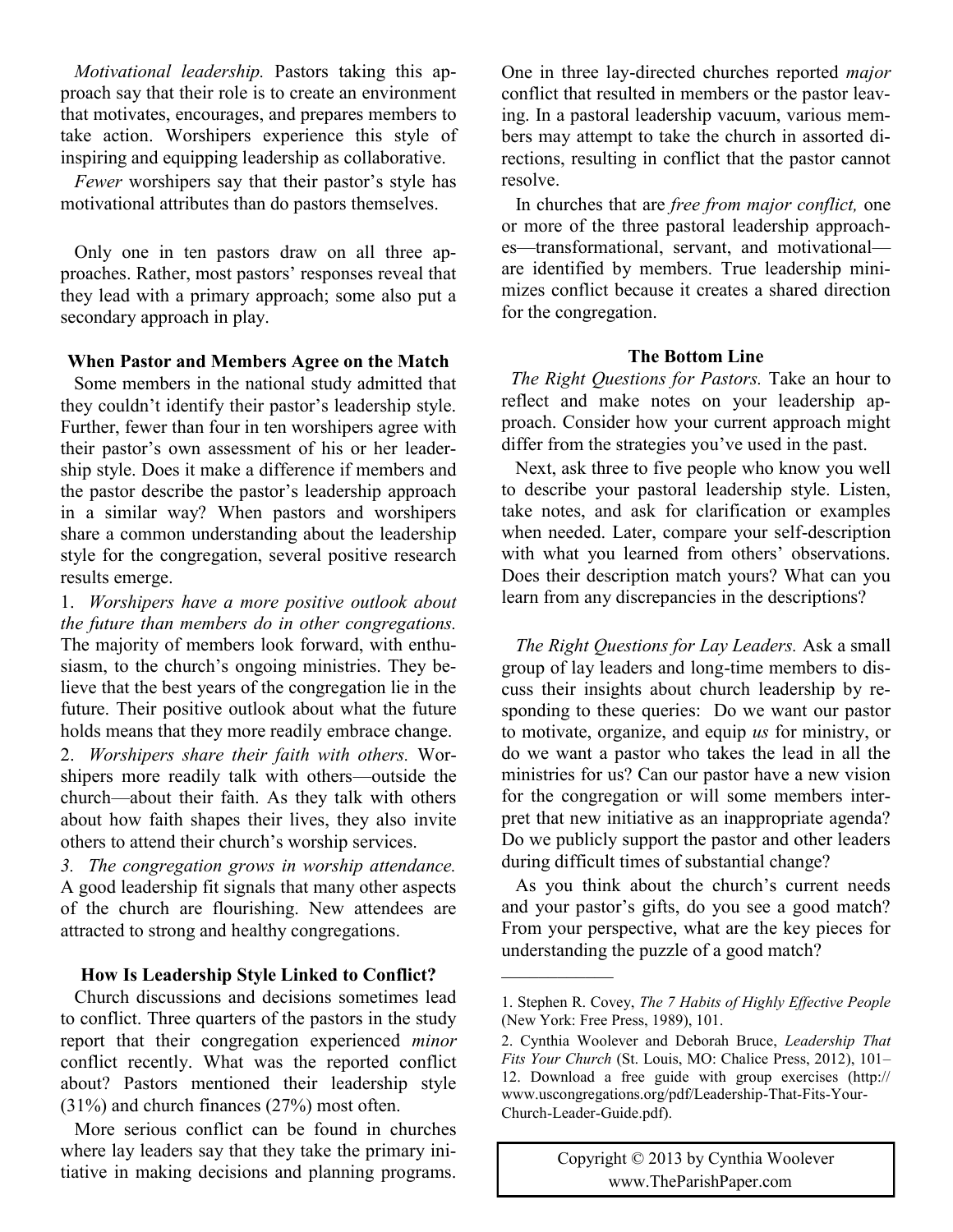*Motivational leadership.* Pastors taking this approach say that their role is to create an environment that motivates, encourages, and prepares members to take action. Worshipers experience this style of inspiring and equipping leadership as collaborative.

*Fewer* worshipers say that their pastor's style has motivational attributes than do pastors themselves.

Only one in ten pastors draw on all three approaches. Rather, most pastors' responses reveal that they lead with a primary approach; some also put a secondary approach in play.

### When Pastor and Members Agree on the Match

Some members in the national study admitted that they couldn't identify their pastor's leadership style. Further, fewer than four in ten worshipers agree with their pastor's own assessment of his or her leadership style. Does it make a difference if members and the pastor describe the pastor's leadership approach in a similar way? When pastors and worshipers share a common understanding about the leadership style for the congregation, several positive research results emerge.

1. *Worshipers have a more positive outlook about the future than members do in other congregations.* The majority of members look forward, with enthusiasm, to the church's ongoing ministries. They believe that the best years of the congregation lie in the future. Their positive outlook about what the future holds means that they more readily embrace change.
2. *Worshipers share their faith with others.* Worshipers more readily talk with others—outside the church—about their faith. As they talk with others about how faith shapes their lives, they also invite others to attend their church's worship services.
3. *The congregation grows in worship attendance.* A good leadership fit signals that many other aspects of the church are flourishing. New attendees are attracted to strong and healthy congregations.

### How Is Leadership Style Linked to Conflict?

Church discussions and decisions sometimes lead to conflict. Three quarters of the pastors in the study report that their congregation experienced *minor* conflict recently. What was the reported conflict about? Pastors mentioned their leadership style (31%) and church finances (27%) most often.

More serious conflict can be found in churches where lay leaders say that they take the primary initiative in making decisions and planning programs. One in three lay-directed churches reported *major* conflict that resulted in members or the pastor leaving. In a pastoral leadership vacuum, various members may attempt to take the church in assorted directions, resulting in conflict that the pastor cannot resolve.

In churches that are *free from major conflict,* one or more of the three pastoral leadership approaches—transformational, servant, and motivational—are identified by members. True leadership minimizes conflict because it creates a shared direction for the congregation.

### The Bottom Line

*The Right Questions for Pastors.* Take an hour to reflect and make notes on your leadership approach. Consider how your current approach might differ from the strategies you've used in the past.

Next, ask three to five people who know you well to describe your pastoral leadership style. Listen, take notes, and ask for clarification or examples when needed. Later, compare your self-description with what you learned from others' observations. Does their description match yours? What can you learn from any discrepancies in the descriptions?

*The Right Questions for Lay Leaders.* Ask a small group of lay leaders and long-time members to discuss their insights about church leadership by responding to these queries: Do we want our pastor to motivate, organize, and equip *us* for ministry, or do we want a pastor who takes the lead in all the ministries for us? Can our pastor have a new vision for the congregation or will some members interpret that new initiative as an inappropriate agenda? Do we publicly support the pastor and other leaders during difficult times of substantial change?

As you think about the church's current needs and your pastor's gifts, do you see a good match? From your perspective, what are the key pieces for understanding the puzzle of a good match?

---

1. Stephen R. Covey, *The 7 Habits of Highly Effective People* (New York: Free Press, 1989), 101.
2. Cynthia Woolever and Deborah Bruce, *Leadership That Fits Your Church* (St. Louis, MO: Chalice Press, 2012), 101–12. Download a free guide with group exercises (http://www.uscongregations.org/pdf/Leadership-That-Fits-Your-Church-Leader-Guide.pdf).

Copyright © 2013 by Cynthia Woolever
www.TheParishPaper.com